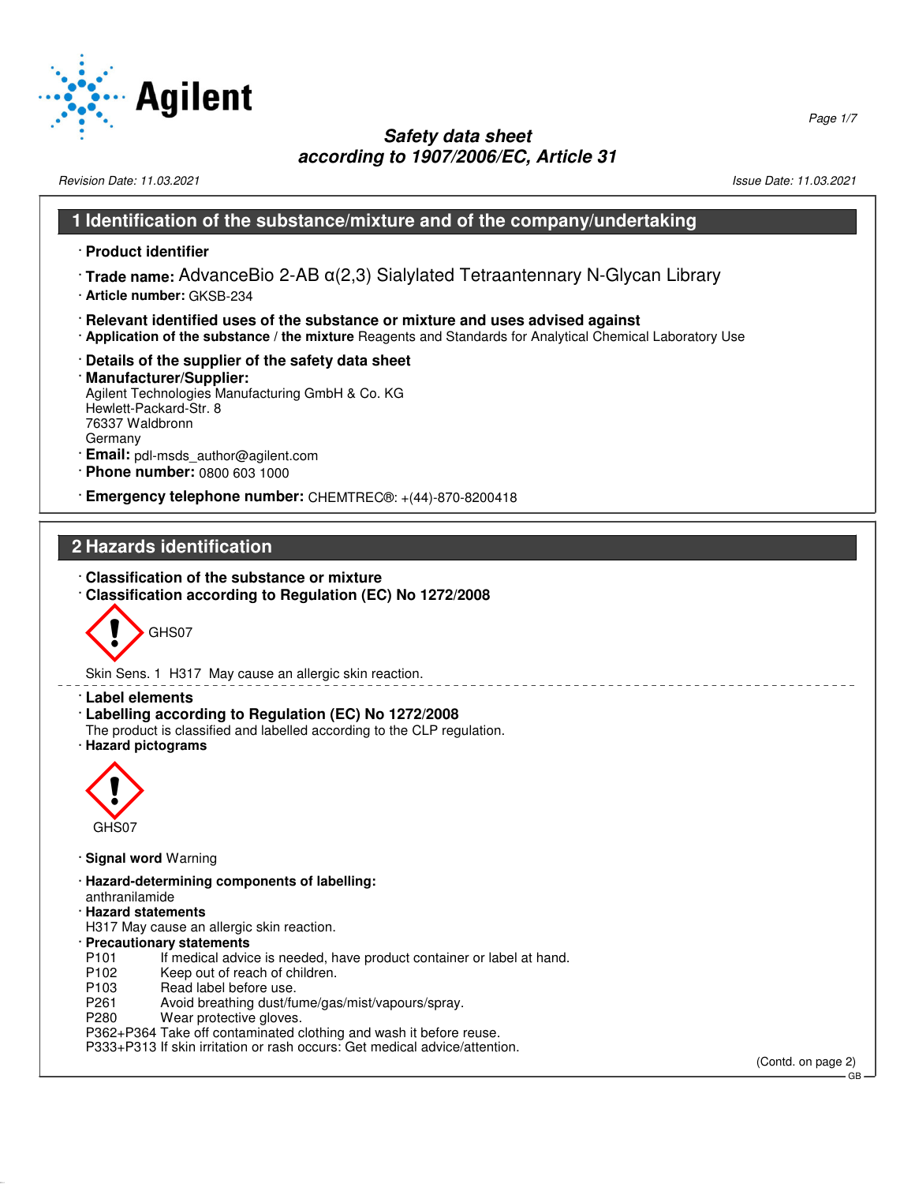# Safety data sheet
## according to 1907/2006/EC, Article 31

Revision Date: 11.03.2021 Issue Date: 11.03.2021

## 1 Identification of the substance/mixture and of the company/undertaking

· **Product identifier**

· **Trade name:** AdvanceBio 2-AB α(2,3) Sialylated Tetraantennary N-Glycan Library

· **Article number:** GKSB-234

· **Relevant identified uses of the substance or mixture and uses advised against**

· **Application of the substance / the mixture** Reagents and Standards for Analytical Chemical Laboratory Use

· **Details of the supplier of the safety data sheet**

· **Manufacturer/Supplier:**
Agilent Technologies Manufacturing GmbH & Co. KG
Hewlett-Packard-Str. 8
76337 Waldbronn
Germany

· **Email:** pdl-msds_author@agilent.com

· **Phone number:** 0800 603 1000

· **Emergency telephone number:** CHEMTREC®: +(44)-870-8200418

## 2 Hazards identification

· **Classification of the substance or mixture**

· **Classification according to Regulation (EC) No 1272/2008**

GHS07

Skin Sens. 1 H317 May cause an allergic skin reaction.

· **Label elements**

· **Labelling according to Regulation (EC) No 1272/2008**
The product is classified and labelled according to the CLP regulation.

· **Hazard pictograms**

GHS07

· **Signal word** Warning

· **Hazard-determining components of labelling:**
anthranilamide

· **Hazard statements**
H317 May cause an allergic skin reaction.

· **Precautionary statements**

P101 If medical advice is needed, have product container or label at hand.
P102 Keep out of reach of children.
P103 Read label before use.
P261 Avoid breathing dust/fume/gas/mist/vapours/spray.
P280 Wear protective gloves.
P362+P364 Take off contaminated clothing and wash it before reuse.
P333+P313 If skin irritation or rash occurs: Get medical advice/attention.

(Contd. on page 2)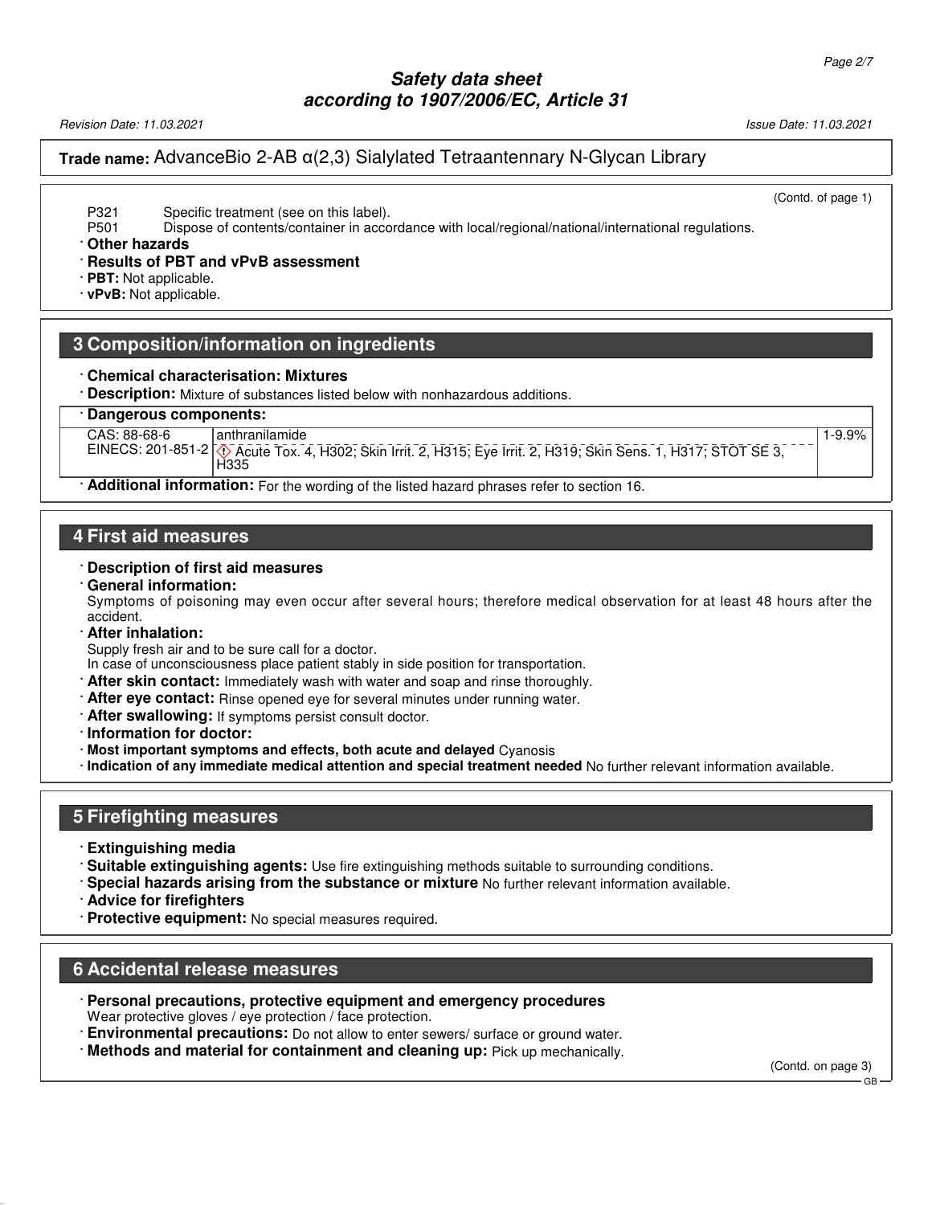(Contd. of page 1)

P321 Specific treatment (see on this label).
P501 Dispose of contents/container in accordance with local/regional/national/international regulations.

· **Other hazards**
· **Results of PBT and vPvB assessment**
· **PBT:** Not applicable.
· **vPvB:** Not applicable.

## 3 Composition/information on ingredients

· **Chemical characterisation: Mixtures**
· **Description:** Mixture of substances listed below with nonhazardous additions.

| · **Dangerous components:** | | |
|---|---|---|
| CAS: 88-68-6<br>EINECS: 201-851-2 | anthranilamide<br>◇ Acute Tox. 4, H302; Skin Irrit. 2, H315; Eye Irrit. 2, H319; Skin Sens. 1, H317; STOT SE 3, H335 | 1-9.9% |

· **Additional information:** For the wording of the listed hazard phrases refer to section 16.

## 4 First aid measures

· **Description of first aid measures**
· **General information:**
Symptoms of poisoning may even occur after several hours; therefore medical observation for at least 48 hours after the accident.
· **After inhalation:**
Supply fresh air and to be sure call for a doctor.
In case of unconsciousness place patient stably in side position for transportation.
· **After skin contact:** Immediately wash with water and soap and rinse thoroughly.
· **After eye contact:** Rinse opened eye for several minutes under running water.
· **After swallowing:** If symptoms persist consult doctor.
· **Information for doctor:**
· **Most important symptoms and effects, both acute and delayed** Cyanosis
· **Indication of any immediate medical attention and special treatment needed** No further relevant information available.

## 5 Firefighting measures

· **Extinguishing media**
· **Suitable extinguishing agents:** Use fire extinguishing methods suitable to surrounding conditions.
· **Special hazards arising from the substance or mixture** No further relevant information available.
· **Advice for firefighters**
· **Protective equipment:** No special measures required.

## 6 Accidental release measures

· **Personal precautions, protective equipment and emergency procedures**
Wear protective gloves / eye protection / face protection.
· **Environmental precautions:** Do not allow to enter sewers/ surface or ground water.
· **Methods and material for containment and cleaning up:** Pick up mechanically.

(Contd. on page 3)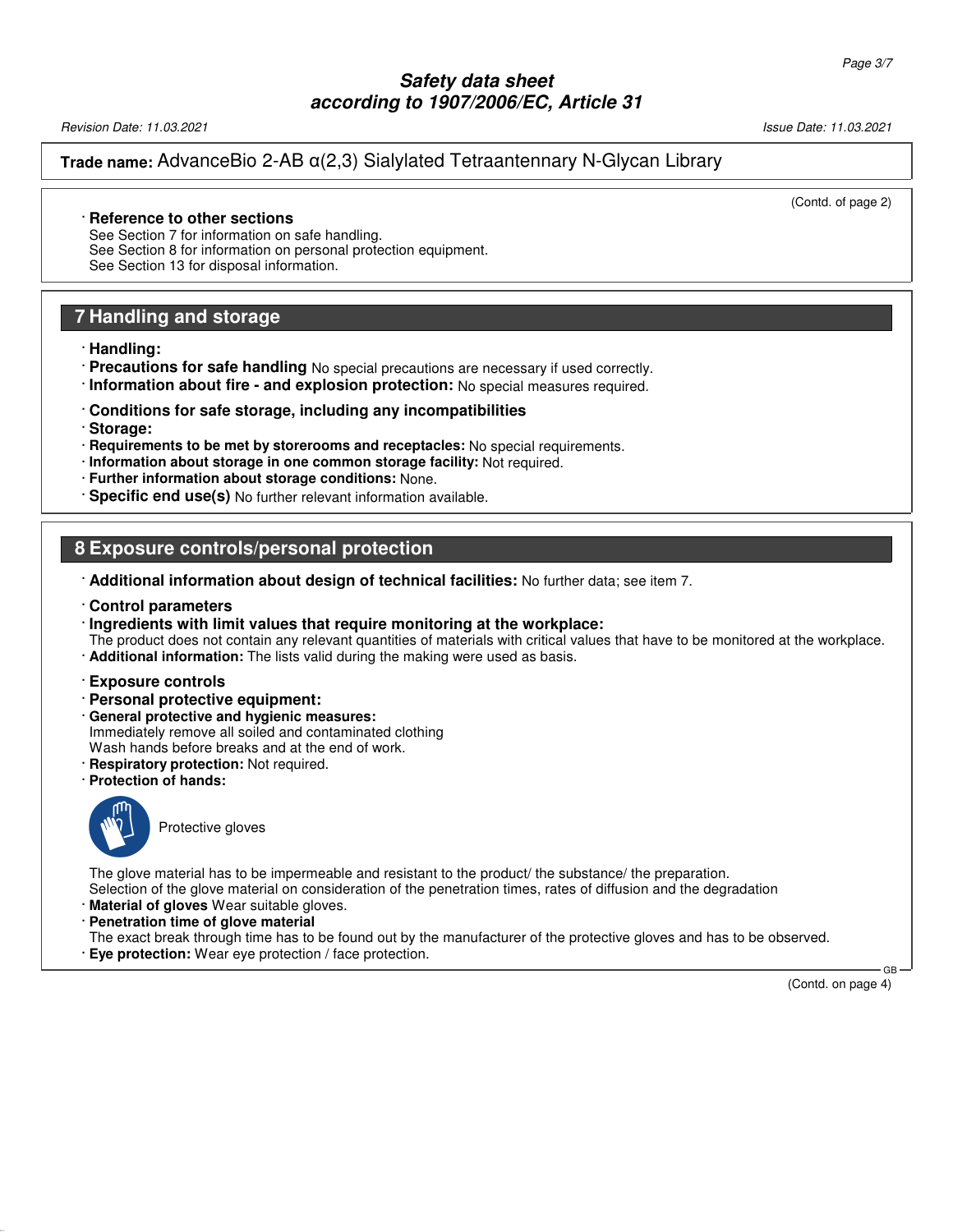Trade name: AdvanceBio 2-AB α(2,3) Sialylated Tetraantennary N-Glycan Library

(Contd. of page 2)

· **Reference to other sections**
See Section 7 for information on safe handling.
See Section 8 for information on personal protection equipment.
See Section 13 for disposal information.

## 7 Handling and storage

· **Handling:**
· **Precautions for safe handling** No special precautions are necessary if used correctly.
· **Information about fire - and explosion protection:** No special measures required.

· **Conditions for safe storage, including any incompatibilities**
· **Storage:**
· **Requirements to be met by storerooms and receptacles:** No special requirements.
· **Information about storage in one common storage facility:** Not required.
· **Further information about storage conditions:** None.
· **Specific end use(s)** No further relevant information available.

## 8 Exposure controls/personal protection

· **Additional information about design of technical facilities:** No further data; see item 7.

· **Control parameters**
· **Ingredients with limit values that require monitoring at the workplace:**
The product does not contain any relevant quantities of materials with critical values that have to be monitored at the workplace.
· **Additional information:** The lists valid during the making were used as basis.

· **Exposure controls**
· **Personal protective equipment:**
· **General protective and hygienic measures:**
Immediately remove all soiled and contaminated clothing
Wash hands before breaks and at the end of work.
· **Respiratory protection:** Not required.
· **Protection of hands:**

Protective gloves

The glove material has to be impermeable and resistant to the product/ the substance/ the preparation.
Selection of the glove material on consideration of the penetration times, rates of diffusion and the degradation
· **Material of gloves** Wear suitable gloves.
· **Penetration time of glove material**
The exact break through time has to be found out by the manufacturer of the protective gloves and has to be observed.
· **Eye protection:** Wear eye protection / face protection.

(Contd. on page 4)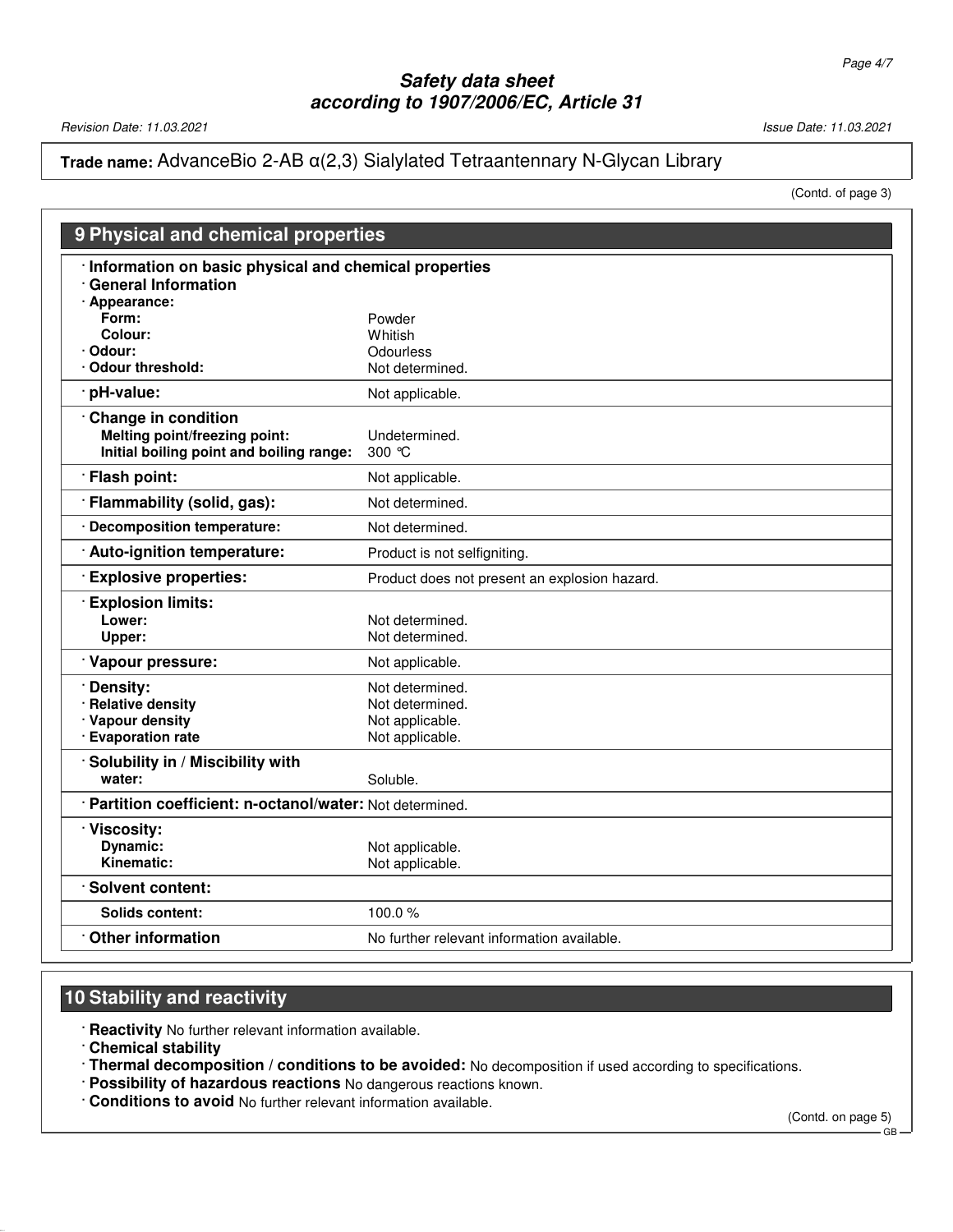## 9 Physical and chemical properties

- **Information on basic physical and chemical properties**
- **General Information**

| Property | Value |
|---|---|
| · **Appearance:** | |
| **Form:** | Powder |
| **Colour:** | Whitish |
| · **Odour:** | Odourless |
| · **Odour threshold:** | Not determined. |
| · **pH-value:** | Not applicable. |
| · **Change in condition** | |
| **Melting point/freezing point:** | Undetermined. |
| **Initial boiling point and boiling range:** | 300 °C |
| · **Flash point:** | Not applicable. |
| · **Flammability (solid, gas):** | Not determined. |
| · **Decomposition temperature:** | Not determined. |
| · **Auto-ignition temperature:** | Product is not selfigniting. |
| · **Explosive properties:** | Product does not present an explosion hazard. |
| · **Explosion limits:** | |
| **Lower:** | Not determined. |
| **Upper:** | Not determined. |
| · **Vapour pressure:** | Not applicable. |
| · **Density:** | Not determined. |
| · **Relative density** | Not determined. |
| · **Vapour density** | Not applicable. |
| · **Evaporation rate** | Not applicable. |
| · **Solubility in / Miscibility with** | |
| **water:** | Soluble. |
| · **Partition coefficient: n-octanol/water:** | Not determined. |
| · **Viscosity:** | |
| **Dynamic:** | Not applicable. |
| **Kinematic:** | Not applicable. |
| · **Solvent content:** | |
| **Solids content:** | 100.0 % |
| · **Other information** | No further relevant information available. |

## 10 Stability and reactivity

- **Reactivity** No further relevant information available.
- **Chemical stability**
- **Thermal decomposition / conditions to be avoided:** No decomposition if used according to specifications.
- **Possibility of hazardous reactions** No dangerous reactions known.
- **Conditions to avoid** No further relevant information available.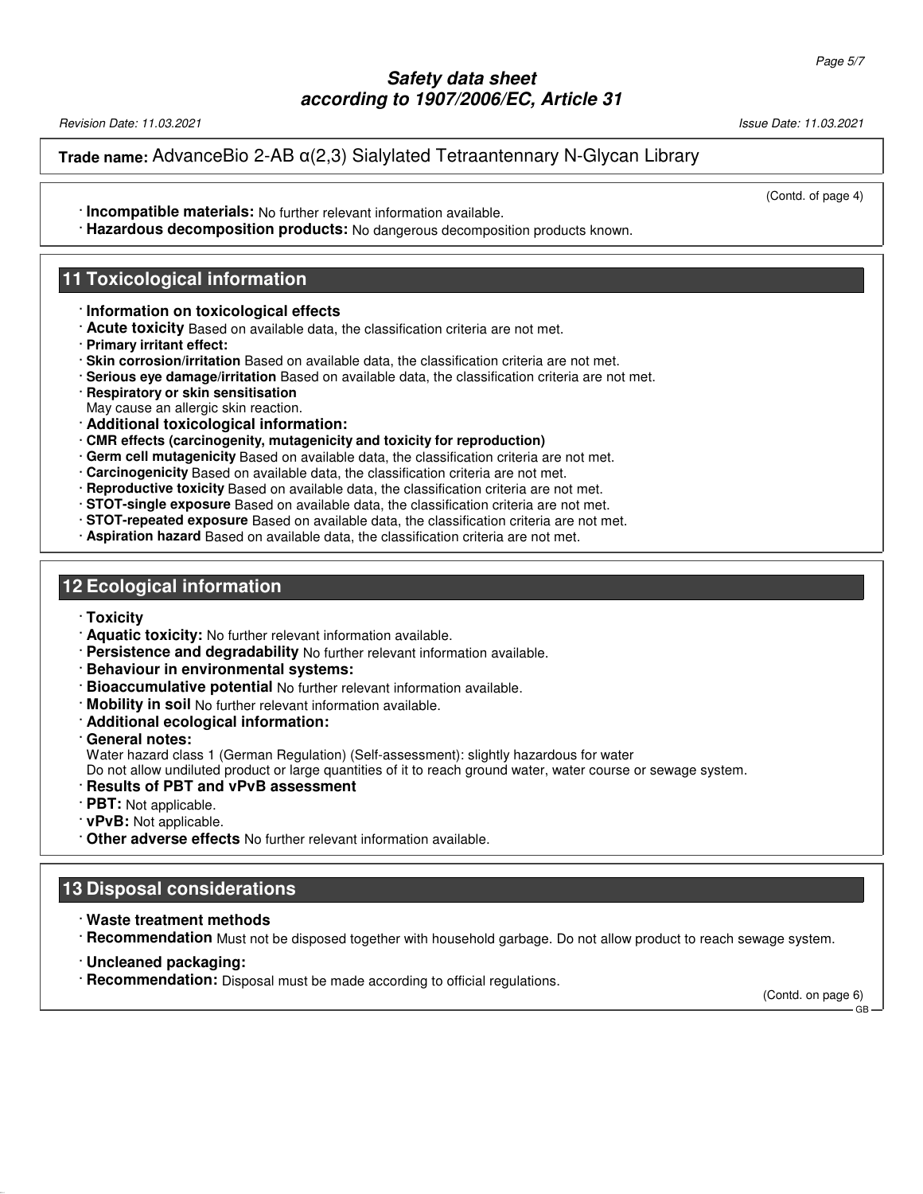(Contd. of page 4)

· **Incompatible materials:** No further relevant information available.
· **Hazardous decomposition products:** No dangerous decomposition products known.

## 11 Toxicological information

· **Information on toxicological effects**
· **Acute toxicity** Based on available data, the classification criteria are not met.
· **Primary irritant effect:**
· **Skin corrosion/irritation** Based on available data, the classification criteria are not met.
· **Serious eye damage/irritation** Based on available data, the classification criteria are not met.
· **Respiratory or skin sensitisation**
May cause an allergic skin reaction.
· **Additional toxicological information:**
· **CMR effects (carcinogenity, mutagenicity and toxicity for reproduction)**
· **Germ cell mutagenicity** Based on available data, the classification criteria are not met.
· **Carcinogenicity** Based on available data, the classification criteria are not met.
· **Reproductive toxicity** Based on available data, the classification criteria are not met.
· **STOT-single exposure** Based on available data, the classification criteria are not met.
· **STOT-repeated exposure** Based on available data, the classification criteria are not met.
· **Aspiration hazard** Based on available data, the classification criteria are not met.

## 12 Ecological information

· **Toxicity**
· **Aquatic toxicity:** No further relevant information available.
· **Persistence and degradability** No further relevant information available.
· **Behaviour in environmental systems:**
· **Bioaccumulative potential** No further relevant information available.
· **Mobility in soil** No further relevant information available.
· **Additional ecological information:**
· **General notes:**
Water hazard class 1 (German Regulation) (Self-assessment): slightly hazardous for water
Do not allow undiluted product or large quantities of it to reach ground water, water course or sewage system.
· **Results of PBT and vPvB assessment**
· **PBT:** Not applicable.
· **vPvB:** Not applicable.
· **Other adverse effects** No further relevant information available.

## 13 Disposal considerations

· **Waste treatment methods**
· **Recommendation** Must not be disposed together with household garbage. Do not allow product to reach sewage system.

· **Uncleaned packaging:**
· **Recommendation:** Disposal must be made according to official regulations.

(Contd. on page 6)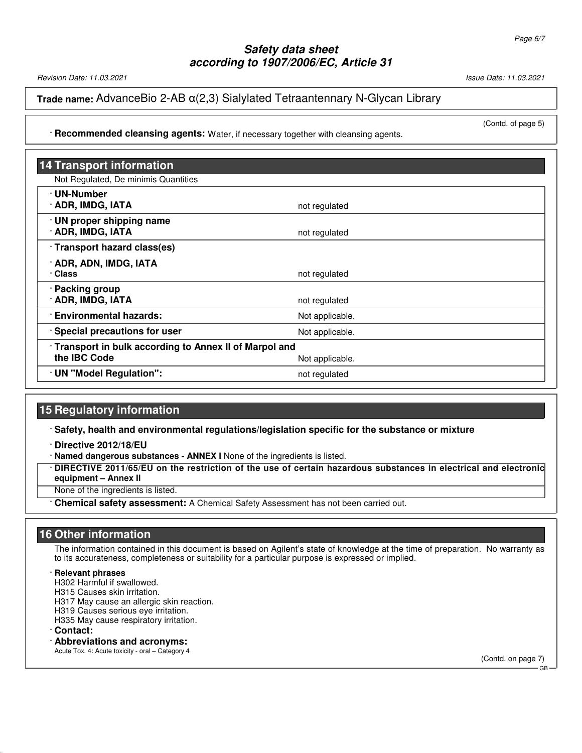(Contd. of page 5)

· **Recommended cleansing agents:** Water, if necessary together with cleansing agents.

## 14 Transport information

Not Regulated, De minimis Quantities

| | |
|---|---|
| · **UN-Number**<br>· **ADR, IMDG, IATA** | not regulated |
| · **UN proper shipping name**<br>· **ADR, IMDG, IATA** | not regulated |
| · **Transport hazard class(es)**<br>· **ADR, ADN, IMDG, IATA**<br>· **Class** | not regulated |
| · **Packing group**<br>· **ADR, IMDG, IATA** | not regulated |
| · **Environmental hazards:** | Not applicable. |
| · **Special precautions for user** | Not applicable. |
| · **Transport in bulk according to Annex II of Marpol and the IBC Code** | Not applicable. |
| · **UN "Model Regulation":** | not regulated |

## 15 Regulatory information

· **Safety, health and environmental regulations/legislation specific for the substance or mixture**

· **Directive 2012/18/EU**

· **Named dangerous substances - ANNEX I** None of the ingredients is listed.

· **DIRECTIVE 2011/65/EU on the restriction of the use of certain hazardous substances in electrical and electronic equipment – Annex II**

None of the ingredients is listed.

· **Chemical safety assessment:** A Chemical Safety Assessment has not been carried out.

## 16 Other information

The information contained in this document is based on Agilent's state of knowledge at the time of preparation. No warranty as to its accurateness, completeness or suitability for a particular purpose is expressed or implied.

· **Relevant phrases**

H302 Harmful if swallowed.
H315 Causes skin irritation.
H317 May cause an allergic skin reaction.
H319 Causes serious eye irritation.
H335 May cause respiratory irritation.

· **Contact:**

· **Abbreviations and acronyms:**

Acute Tox. 4: Acute toxicity - oral – Category 4

(Contd. on page 7)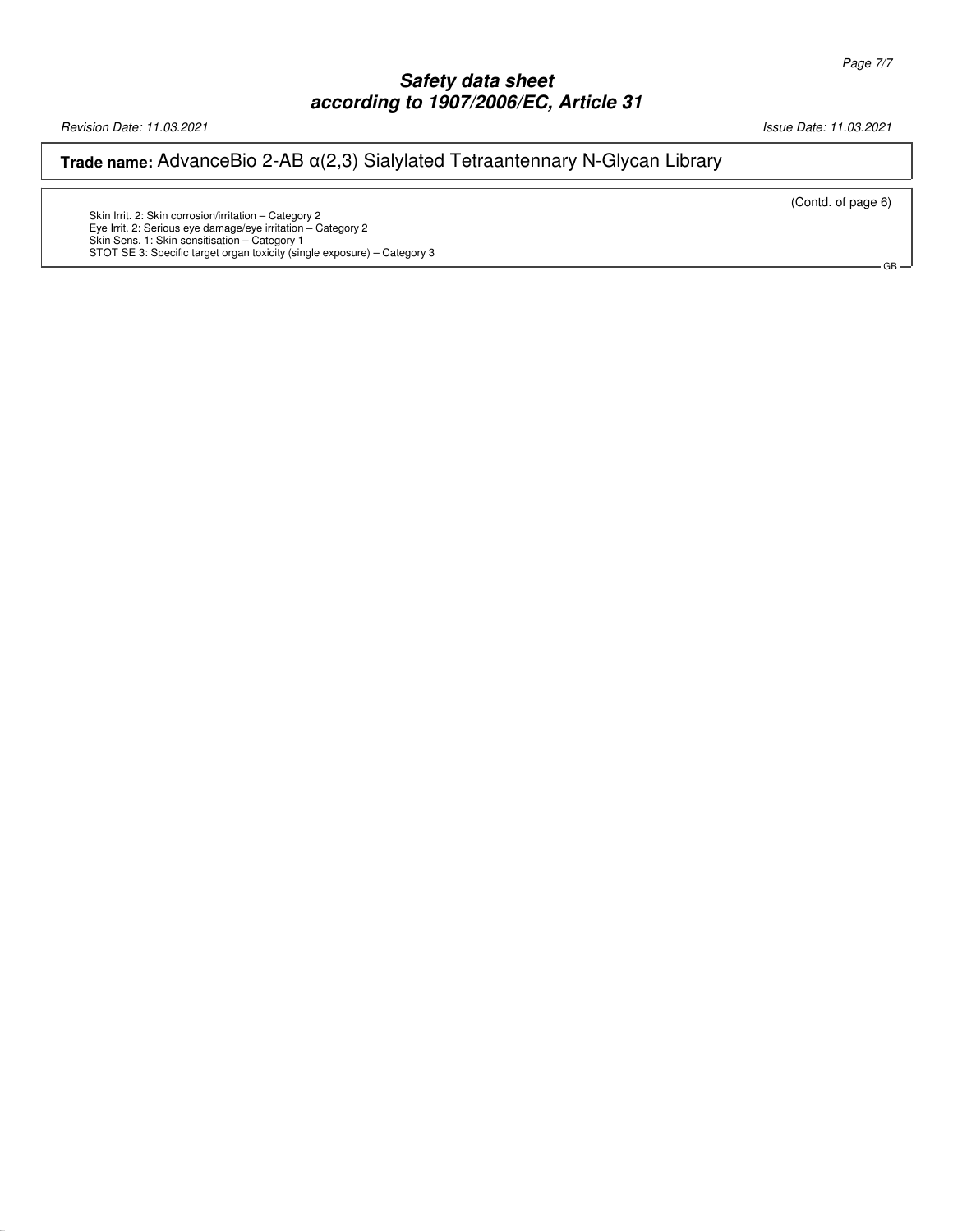(Contd. of page 6)

Skin Irrit. 2: Skin corrosion/irritation – Category 2
Eye Irrit. 2: Serious eye damage/eye irritation – Category 2
Skin Sens. 1: Skin sensitisation – Category 1
STOT SE 3: Specific target organ toxicity (single exposure) – Category 3